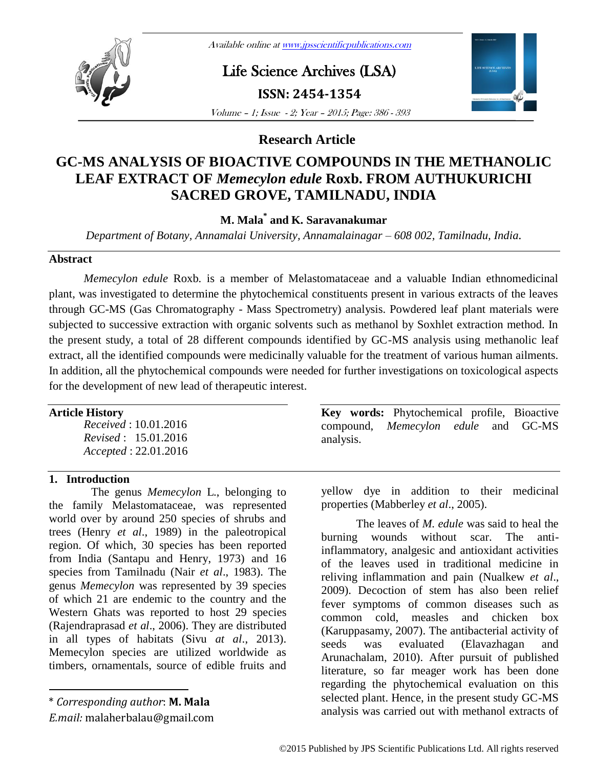**Research Article**

# GC-MS ANALYSIS OF BIOACTIVE COMPOUNDS IN THE METHANOLIC LEAF EXTRACT OF *Memecylon edule* Roxb. FROM AUTHUKURICHI SACRED GROVE, TAMILNADU, INDIA

**M. Mala[*] and K. Saravanakumar**

*Department of Botany, Annamalai University, Annamalainagar – 608 002, Tamilnadu, India.*

## Abstract

*Memecylon edule* Roxb. is a member of Melastomataceae and a valuable Indian ethnomedicinal plant, was investigated to determine the phytochemical constituents present in various extracts of the leaves through GC-MS (Gas Chromatography - Mass Spectrometry) analysis. Powdered leaf plant materials were subjected to successive extraction with organic solvents such as methanol by Soxhlet extraction method. In the present study, a total of 28 different compounds identified by GC-MS analysis using methanolic leaf extract, all the identified compounds were medicinally valuable for the treatment of various human ailments. In addition, all the phytochemical compounds were needed for further investigations on toxicological aspects for the development of new lead of therapeutic interest.

**Article History**

*Received* : 10.01.2016
*Revised* : 15.01.2016
*Accepted* : 22.01.2016

**Key words:** Phytochemical profile, Bioactive compound, *Memecylon edule* and GC-MS analysis.

## 1. Introduction

The genus *Memecylon* L., belonging to the family Melastomataceae, was represented world over by around 250 species of shrubs and trees (Henry *et al*., 1989) in the paleotropical region. Of which, 30 species has been reported from India (Santapu and Henry, 1973) and 16 species from Tamilnadu (Nair *et al*., 1983). The genus *Memecylon* was represented by 39 species of which 21 are endemic to the country and the Western Ghats was reported to host 29 species (Rajendraprasad *et al*., 2006). They are distributed in all types of habitats (Sivu *at al*., 2013). Memecylon species are utilized worldwide as timbers, ornamentals, source of edible fruits and yellow dye in addition to their medicinal properties (Mabberley *et al*., 2005).

The leaves of *M. edule* was said to heal the burning wounds without scar. The anti-inflammatory, analgesic and antioxidant activities of the leaves used in traditional medicine in reliving inflammation and pain (Nualkew *et al*., 2009). Decoction of stem has also been relief fever symptoms of common diseases such as common cold, measles and chicken box (Karuppasamy, 2007). The antibacterial activity of seeds was evaluated (Elavazhagan and Arunachalam, 2010). After pursuit of published literature, so far meager work has been done regarding the phytochemical evaluation on this selected plant. Hence, in the present study GC-MS analysis was carried out with methanol extracts of

---

\* *Corresponding author*: **M. Mala**
*E.mail:* malaherbalau@gmail.com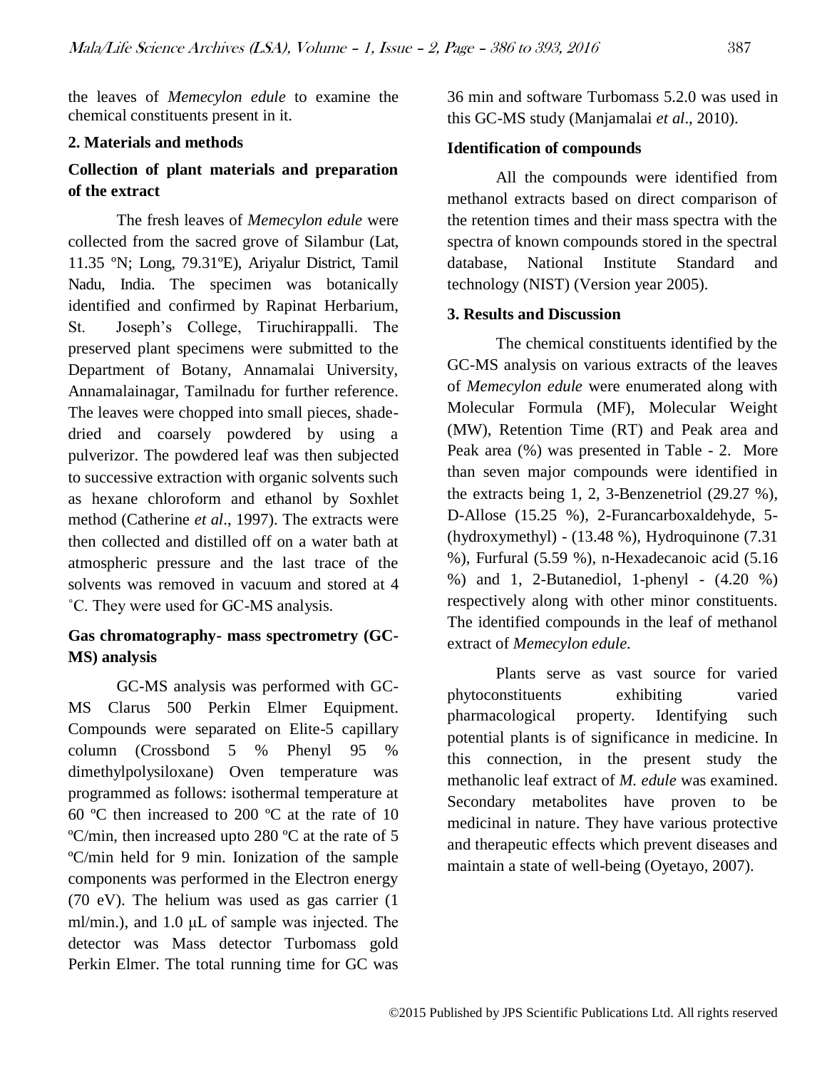the leaves of *Memecylon edule* to examine the chemical constituents present in it.

## 2. Materials and methods

### Collection of plant materials and preparation of the extract

The fresh leaves of *Memecylon edule* were collected from the sacred grove of Silambur (Lat, 11.35 ºN; Long, 79.31ºE), Ariyalur District, Tamil Nadu, India. The specimen was botanically identified and confirmed by Rapinat Herbarium, St. Joseph's College, Tiruchirappalli. The preserved plant specimens were submitted to the Department of Botany, Annamalai University, Annamalainagar, Tamilnadu for further reference. The leaves were chopped into small pieces, shade-dried and coarsely powdered by using a pulverizor. The powdered leaf was then subjected to successive extraction with organic solvents such as hexane chloroform and ethanol by Soxhlet method (Catherine *et al*., 1997). The extracts were then collected and distilled off on a water bath at atmospheric pressure and the last trace of the solvents was removed in vacuum and stored at 4 ˚C. They were used for GC-MS analysis.

### Gas chromatography- mass spectrometry (GC-MS) analysis

GC-MS analysis was performed with GC-MS Clarus 500 Perkin Elmer Equipment. Compounds were separated on Elite-5 capillary column (Crossbond 5 % Phenyl 95 % dimethylpolysiloxane) Oven temperature was programmed as follows: isothermal temperature at 60 ºC then increased to 200 ºC at the rate of 10 ºC/min, then increased upto 280 ºC at the rate of 5 ºC/min held for 9 min. Ionization of the sample components was performed in the Electron energy (70 eV). The helium was used as gas carrier (1 ml/min.), and 1.0 μL of sample was injected. The detector was Mass detector Turbomass gold Perkin Elmer. The total running time for GC was 36 min and software Turbomass 5.2.0 was used in this GC-MS study (Manjamalai *et al*., 2010).

### Identification of compounds

All the compounds were identified from methanol extracts based on direct comparison of the retention times and their mass spectra with the spectra of known compounds stored in the spectral database, National Institute Standard and technology (NIST) (Version year 2005).

## 3. Results and Discussion

The chemical constituents identified by the GC-MS analysis on various extracts of the leaves of *Memecylon edule* were enumerated along with Molecular Formula (MF), Molecular Weight (MW), Retention Time (RT) and Peak area and Peak area (%) was presented in Table - 2. More than seven major compounds were identified in the extracts being 1, 2, 3-Benzenetriol (29.27 %), D-Allose (15.25 %), 2-Furancarboxaldehyde, 5-(hydroxymethyl) - (13.48 %), Hydroquinone (7.31 %), Furfural (5.59 %), n-Hexadecanoic acid (5.16 %) and 1, 2-Butanediol, 1-phenyl - (4.20 %) respectively along with other minor constituents. The identified compounds in the leaf of methanol extract of *Memecylon edule.*

Plants serve as vast source for varied phytoconstituents exhibiting varied pharmacological property. Identifying such potential plants is of significance in medicine. In this connection, in the present study the methanolic leaf extract of *M. edule* was examined. Secondary metabolites have proven to be medicinal in nature. They have various protective and therapeutic effects which prevent diseases and maintain a state of well-being (Oyetayo, 2007).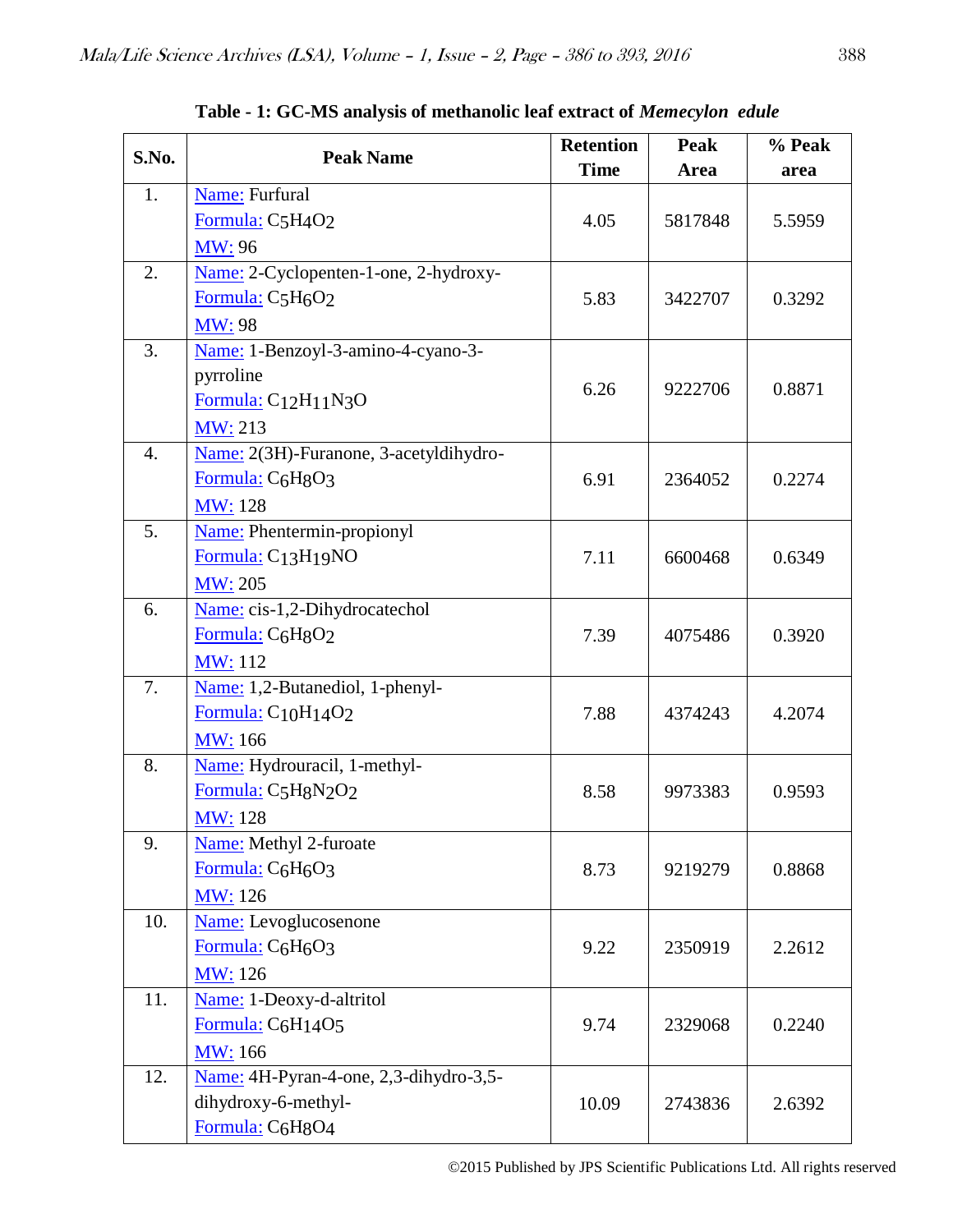**Table - 1: GC-MS analysis of methanolic leaf extract of *Memecylon edule***

| S.No. | Peak Name | Retention Time | Peak Area | % Peak area |
|---|---|---|---|---|
| 1. | Name: Furfural<br>Formula: $C_5H_4O_2$<br>MW: 96 | 4.05 | 5817848 | 5.5959 |
| 2. | Name: 2-Cyclopenten-1-one, 2-hydroxy-<br>Formula: $C_5H_6O_2$<br>MW: 98 | 5.83 | 3422707 | 0.3292 |
| 3. | Name: 1-Benzoyl-3-amino-4-cyano-3-pyrroline<br>Formula: $C_{12}H_{11}N_3O$<br>MW: 213 | 6.26 | 9222706 | 0.8871 |
| 4. | Name: 2(3H)-Furanone, 3-acetyldihydro-<br>Formula: $C_6H_8O_3$<br>MW: 128 | 6.91 | 2364052 | 0.2274 |
| 5. | Name: Phentermin-propionyl<br>Formula: $C_{13}H_{19}NO$<br>MW: 205 | 7.11 | 6600468 | 0.6349 |
| 6. | Name: cis-1,2-Dihydrocatechol<br>Formula: $C_6H_8O_2$<br>MW: 112 | 7.39 | 4075486 | 0.3920 |
| 7. | Name: 1,2-Butanediol, 1-phenyl-<br>Formula: $C_{10}H_{14}O_2$<br>MW: 166 | 7.88 | 4374243 | 4.2074 |
| 8. | Name: Hydrouracil, 1-methyl-<br>Formula: $C_5H_8N_2O_2$<br>MW: 128 | 8.58 | 9973383 | 0.9593 |
| 9. | Name: Methyl 2-furoate<br>Formula: $C_6H_6O_3$<br>MW: 126 | 8.73 | 9219279 | 0.8868 |
| 10. | Name: Levoglucosenone<br>Formula: $C_6H_6O_3$<br>MW: 126 | 9.22 | 2350919 | 2.2612 |
| 11. | Name: 1-Deoxy-d-altritol<br>Formula: $C_6H_{14}O_5$<br>MW: 166 | 9.74 | 2329068 | 0.2240 |
| 12. | Name: 4H-Pyran-4-one, 2,3-dihydro-3,5-dihydroxy-6-methyl-<br>Formula: $C_6H_8O_4$ | 10.09 | 2743836 | 2.6392 |

©2015 Published by JPS Scientific Publications Ltd. All rights reserved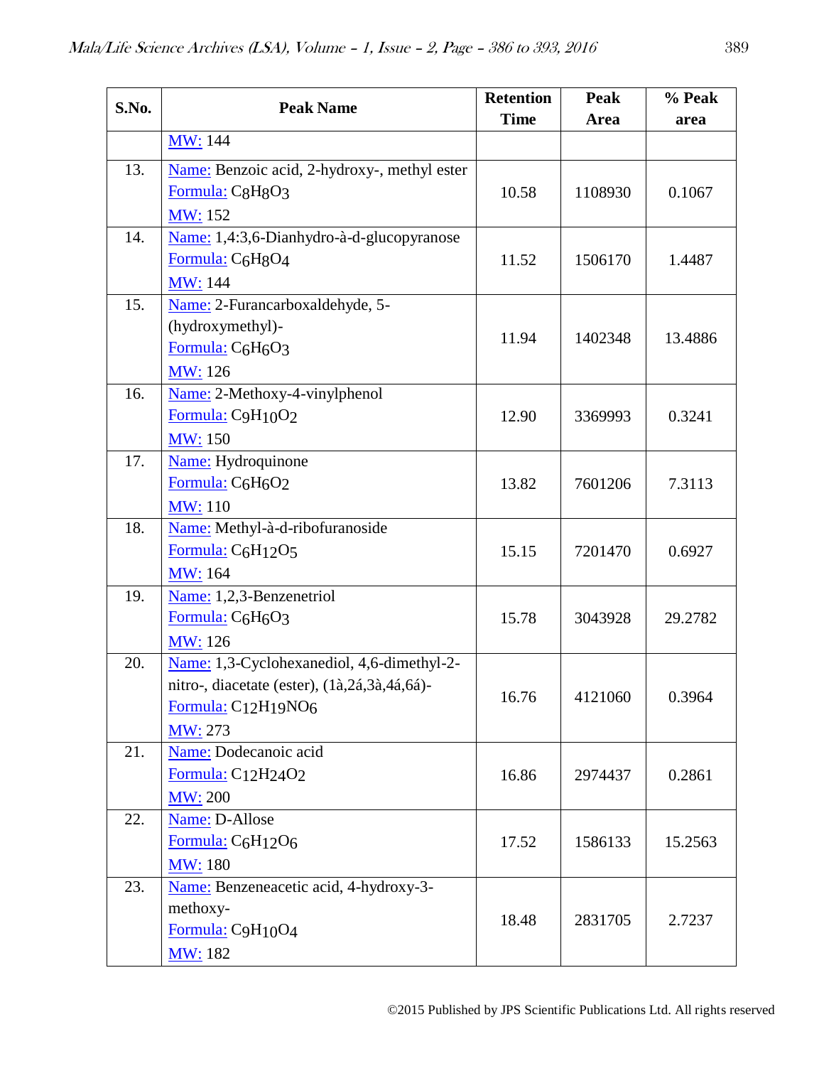| S.No. | Peak Name | Retention Time | Peak Area | % Peak area |
|---|---|---|---|---|
| | MW: 144 | | | |
| 13. | Name: Benzoic acid, 2-hydroxy-, methyl ester<br>Formula: $C_8H_8O_3$<br>MW: 152 | 10.58 | 1108930 | 0.1067 |
| 14. | Name: 1,4:3,6-Dianhydro-à-d-glucopyranose<br>Formula: $C_6H_8O_4$<br>MW: 144 | 11.52 | 1506170 | 1.4487 |
| 15. | Name: 2-Furancarboxaldehyde, 5-(hydroxymethyl)-<br>Formula: $C_6H_6O_3$<br>MW: 126 | 11.94 | 1402348 | 13.4886 |
| 16. | Name: 2-Methoxy-4-vinylphenol<br>Formula: $C_9H_{10}O_2$<br>MW: 150 | 12.90 | 3369993 | 0.3241 |
| 17. | Name: Hydroquinone<br>Formula: $C_6H_6O_2$<br>MW: 110 | 13.82 | 7601206 | 7.3113 |
| 18. | Name: Methyl-à-d-ribofuranoside<br>Formula: $C_6H_{12}O_5$<br>MW: 164 | 15.15 | 7201470 | 0.6927 |
| 19. | Name: 1,2,3-Benzenetriol<br>Formula: $C_6H_6O_3$<br>MW: 126 | 15.78 | 3043928 | 29.2782 |
| 20. | Name: 1,3-Cyclohexanediol, 4,6-dimethyl-2-nitro-, diacetate (ester), (1à,2á,3à,4á,6á)-<br>Formula: $C_{12}H_{19}NO_6$<br>MW: 273 | 16.76 | 4121060 | 0.3964 |
| 21. | Name: Dodecanoic acid<br>Formula: $C_{12}H_{24}O_2$<br>MW: 200 | 16.86 | 2974437 | 0.2861 |
| 22. | Name: D-Allose<br>Formula: $C_6H_{12}O_6$<br>MW: 180 | 17.52 | 1586133 | 15.2563 |
| 23. | Name: Benzeneacetic acid, 4-hydroxy-3-methoxy-<br>Formula: $C_9H_{10}O_4$<br>MW: 182 | 18.48 | 2831705 | 2.7237 |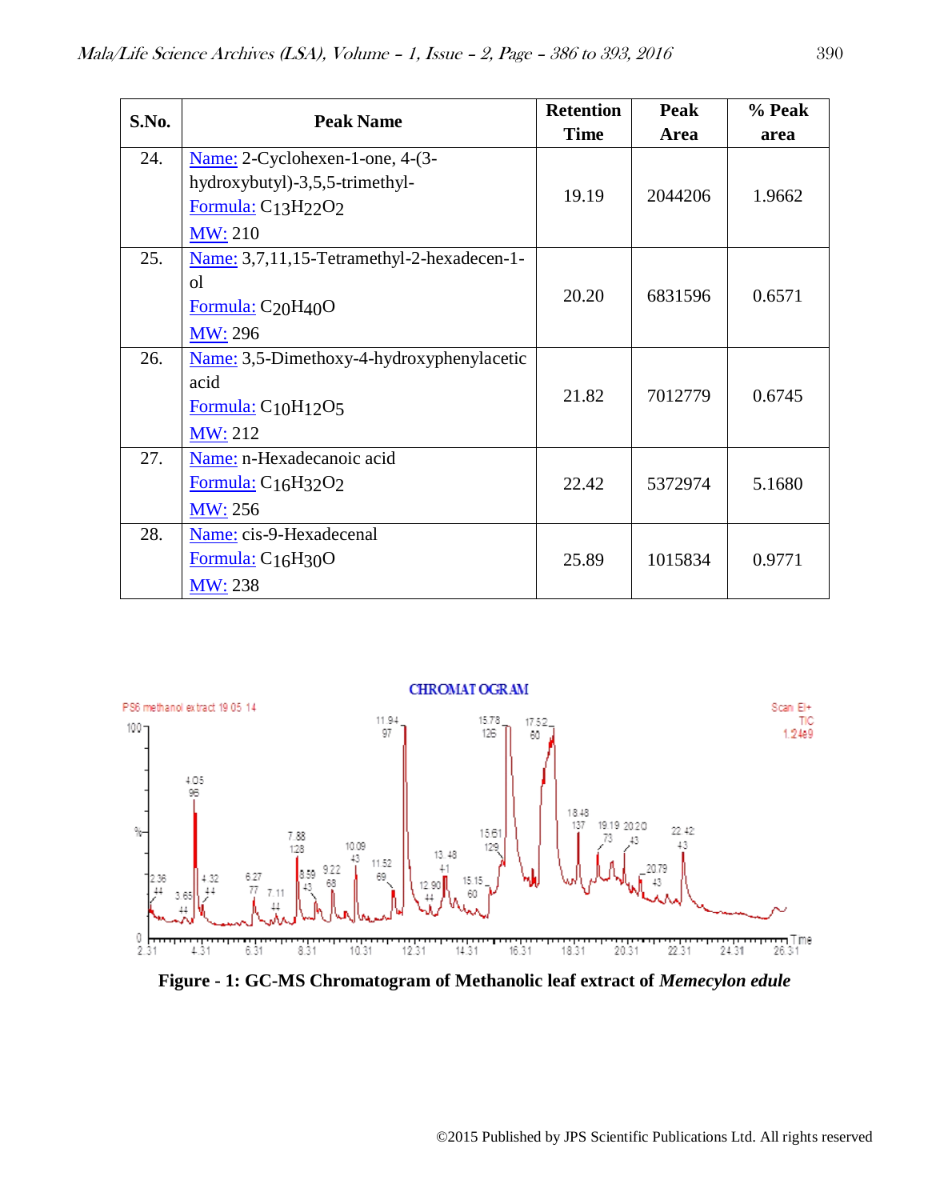| S.No. | Peak Name | Retention Time | Peak Area | % Peak area |
|---|---|---|---|---|
| 24. | Name: 2-Cyclohexen-1-one, 4-(3-hydroxybutyl)-3,5,5-trimethyl-<br>Formula: $C_{13}H_{22}O_2$<br>MW: 210 | 19.19 | 2044206 | 1.9662 |
| 25. | Name: 3,7,11,15-Tetramethyl-2-hexadecen-1-ol<br>Formula: $C_{20}H_{40}O$<br>MW: 296 | 20.20 | 6831596 | 0.6571 |
| 26. | Name: 3,5-Dimethoxy-4-hydroxyphenylacetic acid<br>Formula: $C_{10}H_{12}O_5$<br>MW: 212 | 21.82 | 7012779 | 0.6745 |
| 27. | Name: n-Hexadecanoic acid<br>Formula: $C_{16}H_{32}O_2$<br>MW: 256 | 22.42 | 5372974 | 5.1680 |
| 28. | Name: cis-9-Hexadecenal<br>Formula: $C_{16}H_{30}O$<br>MW: 238 | 25.89 | 1015834 | 0.9771 |

**Figure - 1: GC-MS Chromatogram of Methanolic leaf extract of *Memecylon edule***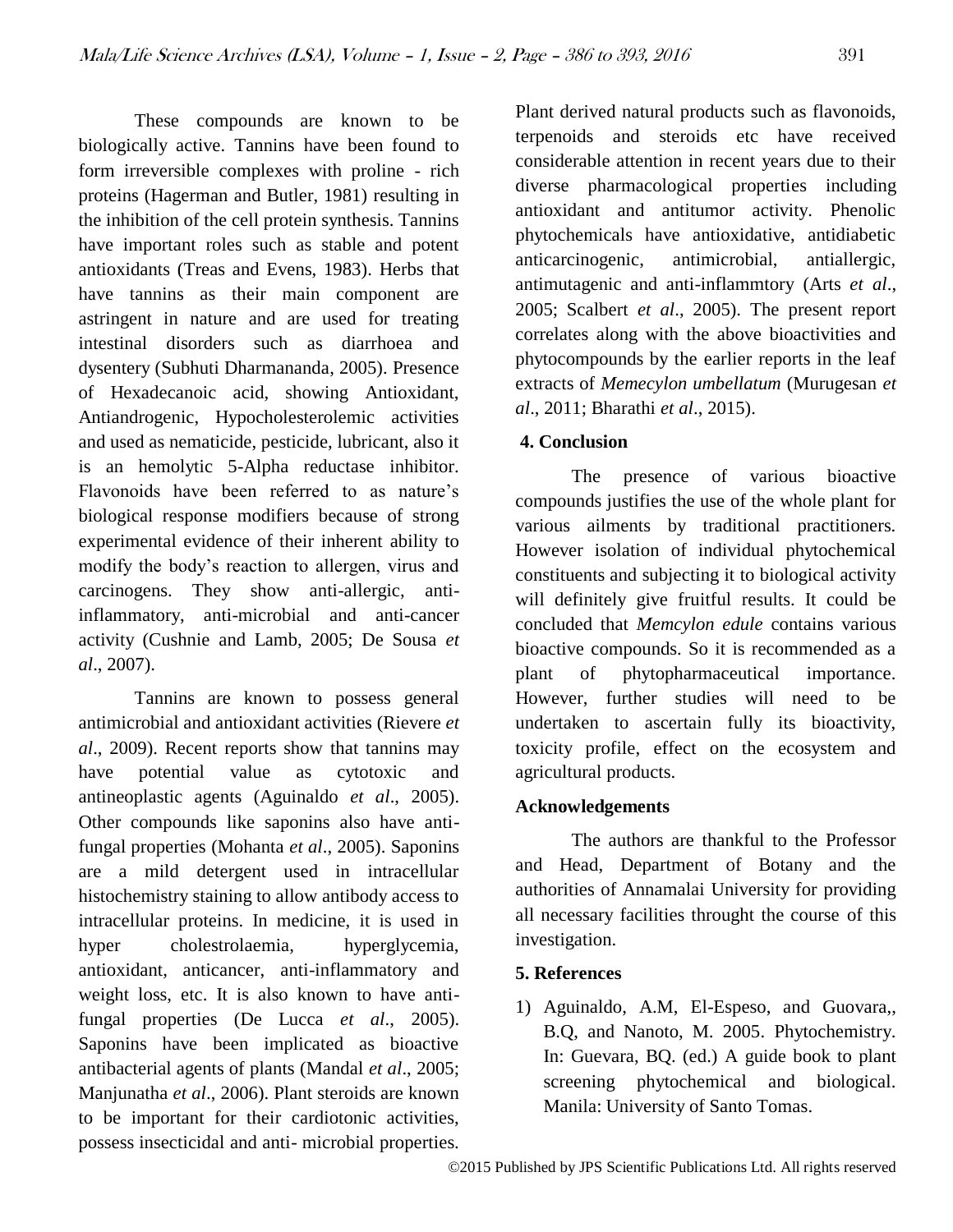These compounds are known to be biologically active. Tannins have been found to form irreversible complexes with proline - rich proteins (Hagerman and Butler, 1981) resulting in the inhibition of the cell protein synthesis. Tannins have important roles such as stable and potent antioxidants (Treas and Evens, 1983). Herbs that have tannins as their main component are astringent in nature and are used for treating intestinal disorders such as diarrhoea and dysentery (Subhuti Dharmananda, 2005). Presence of Hexadecanoic acid, showing Antioxidant, Antiandrogenic, Hypocholesterolemic activities and used as nematicide, pesticide, lubricant, also it is an hemolytic 5-Alpha reductase inhibitor. Flavonoids have been referred to as nature's biological response modifiers because of strong experimental evidence of their inherent ability to modify the body's reaction to allergen, virus and carcinogens. They show anti-allergic, anti-inflammatory, anti-microbial and anti-cancer activity (Cushnie and Lamb, 2005; De Sousa *et al*., 2007).

Tannins are known to possess general antimicrobial and antioxidant activities (Rievere *et al*., 2009). Recent reports show that tannins may have potential value as cytotoxic and antineoplastic agents (Aguinaldo *et al*., 2005). Other compounds like saponins also have anti-fungal properties (Mohanta *et al*., 2005). Saponins are a mild detergent used in intracellular histochemistry staining to allow antibody access to intracellular proteins. In medicine, it is used in hyper cholestrolaemia, hyperglycemia, antioxidant, anticancer, anti-inflammatory and weight loss, etc. It is also known to have anti-fungal properties (De Lucca *et al*., 2005). Saponins have been implicated as bioactive antibacterial agents of plants (Mandal *et al*., 2005; Manjunatha *et al*., 2006). Plant steroids are known to be important for their cardiotonic activities, possess insecticidal and anti- microbial properties. Plant derived natural products such as flavonoids, terpenoids and steroids etc have received considerable attention in recent years due to their diverse pharmacological properties including antioxidant and antitumor activity. Phenolic phytochemicals have antioxidative, antidiabetic anticarcinogenic, antimicrobial, antiallergic, antimutagenic and anti-inflammtory (Arts *et al*., 2005; Scalbert *et al*., 2005). The present report correlates along with the above bioactivities and phytocompounds by the earlier reports in the leaf extracts of *Memecylon umbellatum* (Murugesan *et al*., 2011; Bharathi *et al*., 2015).

## 4. Conclusion

The presence of various bioactive compounds justifies the use of the whole plant for various ailments by traditional practitioners. However isolation of individual phytochemical constituents and subjecting it to biological activity will definitely give fruitful results. It could be concluded that *Memcylon edule* contains various bioactive compounds. So it is recommended as a plant of phytopharmaceutical importance. However, further studies will need to be undertaken to ascertain fully its bioactivity, toxicity profile, effect on the ecosystem and agricultural products.

## Acknowledgements

The authors are thankful to the Professor and Head, Department of Botany and the authorities of Annamalai University for providing all necessary facilities throught the course of this investigation.

## 5. References

1) Aguinaldo, A.M, El-Espeso, and Guovara,, B.Q, and Nanoto, M. 2005. Phytochemistry. In: Guevara, BQ. (ed.) A guide book to plant screening phytochemical and biological. Manila: University of Santo Tomas.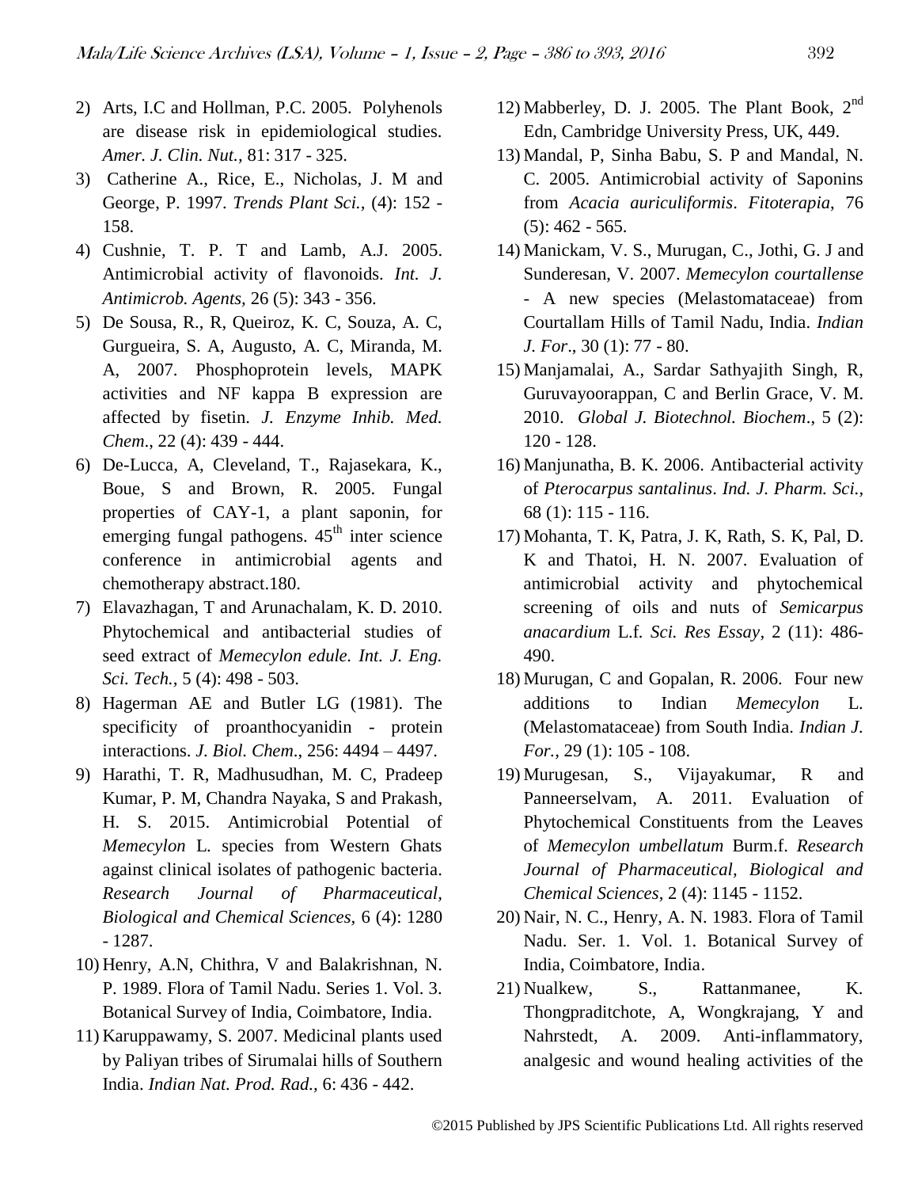2) Arts, I.C and Hollman, P.C. 2005. Polyhenols are disease risk in epidemiological studies. *Amer. J. Clin. Nut.,* 81: 317 - 325.
3) Catherine A., Rice, E., Nicholas, J. M and George, P. 1997. *Trends Plant Sci.,* (4): 152 - 158.
4) Cushnie, T. P. T and Lamb, A.J. 2005. Antimicrobial activity of flavonoids. *Int. J. Antimicrob. Agents,* 26 (5): 343 - 356.
5) De Sousa, R., R, Queiroz, K. C, Souza, A. C, Gurgueira, S. A, Augusto, A. C, Miranda, M. A, 2007. Phosphoprotein levels, MAPK activities and NF kappa B expression are affected by fisetin. *J. Enzyme Inhib. Med. Chem*., 22 (4): 439 - 444.
6) De-Lucca, A, Cleveland, T., Rajasekara, K., Boue, S and Brown, R. 2005. Fungal properties of CAY-1, a plant saponin, for emerging fungal pathogens. 45$^{th}$ inter science conference in antimicrobial agents and chemotherapy abstract.180.
7) Elavazhagan, T and Arunachalam, K. D. 2010. Phytochemical and antibacterial studies of seed extract of *Memecylon edule. Int. J. Eng. Sci. Tech.,* 5 (4): 498 - 503.
8) Hagerman AE and Butler LG (1981). The specificity of proanthocyanidin - protein interactions. *J. Biol. Chem*., 256: 4494 – 4497.
9) Harathi, T. R, Madhusudhan, M. C, Pradeep Kumar, P. M, Chandra Nayaka, S and Prakash, H. S. 2015. Antimicrobial Potential of *Memecylon* L. species from Western Ghats against clinical isolates of pathogenic bacteria. *Research Journal of Pharmaceutical, Biological and Chemical Sciences,* 6 (4): 1280 - 1287.
10) Henry, A.N, Chithra, V and Balakrishnan, N. P. 1989. Flora of Tamil Nadu. Series 1. Vol. 3. Botanical Survey of India, Coimbatore, India.
11) Karuppawamy, S. 2007. Medicinal plants used by Paliyan tribes of Sirumalai hills of Southern India. *Indian Nat. Prod. Rad.,* 6: 436 - 442.
12) Mabberley, D. J. 2005. The Plant Book, 2$^{nd}$ Edn, Cambridge University Press, UK, 449.
13) Mandal, P, Sinha Babu, S. P and Mandal, N. C. 2005. Antimicrobial activity of Saponins from *Acacia auriculiformis*. *Fitoterapia*, 76 (5): 462 - 565.
14) Manickam, V. S., Murugan, C., Jothi, G. J and Sunderesan, V. 2007. *Memecylon courtallense* - A new species (Melastomataceae) from Courtallam Hills of Tamil Nadu, India. *Indian J. For*., 30 (1): 77 - 80.
15) Manjamalai, A., Sardar Sathyajith Singh, R, Guruvayoorappan, C and Berlin Grace, V. M. 2010. *Global J. Biotechnol. Biochem*., 5 (2): 120 - 128.
16) Manjunatha, B. K. 2006. Antibacterial activity of *Pterocarpus santalinus*. *Ind. J. Pharm. Sci.,* 68 (1): 115 - 116.
17) Mohanta, T. K, Patra, J. K, Rath, S. K, Pal, D. K and Thatoi, H. N. 2007. Evaluation of antimicrobial activity and phytochemical screening of oils and nuts of *Semicarpus anacardium* L.f. *Sci. Res Essay,* 2 (11): 486-490.
18) Murugan, C and Gopalan, R. 2006. Four new additions to Indian *Memecylon* L. (Melastomataceae) from South India. *Indian J. For.,* 29 (1): 105 - 108.
19) Murugesan, S., Vijayakumar, R and Panneerselvam, A. 2011. Evaluation of Phytochemical Constituents from the Leaves of *Memecylon umbellatum* Burm.f. *Research Journal of Pharmaceutical, Biological and Chemical Sciences*, 2 (4): 1145 - 1152.
20) Nair, N. C., Henry, A. N. 1983. Flora of Tamil Nadu. Ser. 1. Vol. 1. Botanical Survey of India, Coimbatore, India.
21) Nualkew, S., Rattanmanee, K. Thongpraditchote, A, Wongkrajang, Y and Nahrstedt, A. 2009. Anti-inflammatory, analgesic and wound healing activities of the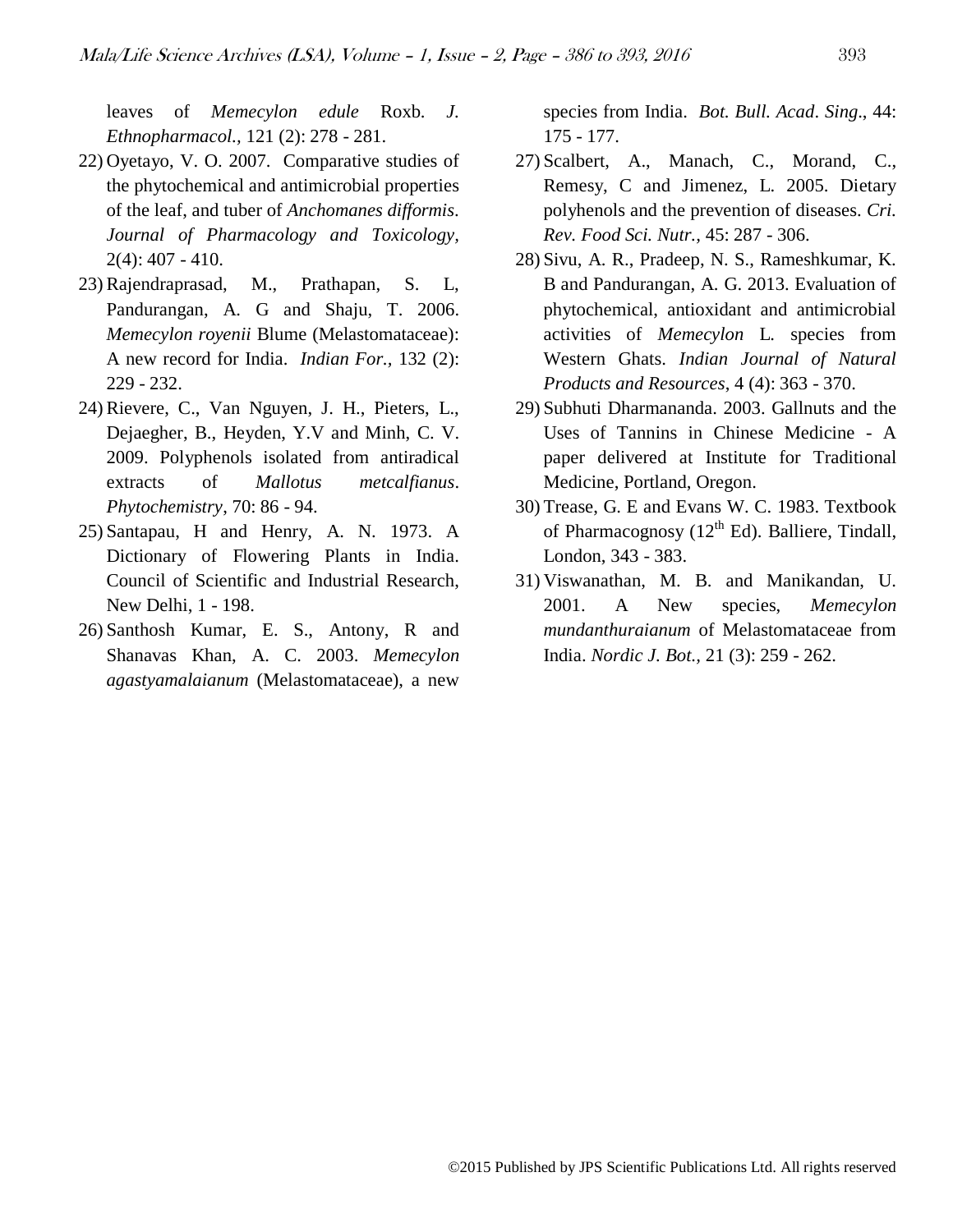leaves of *Memecylon edule* Roxb. *J. Ethnopharmacol.*, 121 (2): 278 - 281.

22) Oyetayo, V. O. 2007. Comparative studies of the phytochemical and antimicrobial properties of the leaf, and tuber of *Anchomanes difformis*. *Journal of Pharmacology and Toxicology*, 2(4): 407 - 410.

23) Rajendraprasad, M., Prathapan, S. L, Pandurangan, A. G and Shaju, T. 2006. *Memecylon royenii* Blume (Melastomataceae): A new record for India. *Indian For.*, 132 (2): 229 - 232.

24) Rievere, C., Van Nguyen, J. H., Pieters, L., Dejaegher, B., Heyden, Y.V and Minh, C. V. 2009. Polyphenols isolated from antiradical extracts of *Mallotus metcalfianus*. *Phytochemistry*, 70: 86 - 94.

25) Santapau, H and Henry, A. N. 1973. A Dictionary of Flowering Plants in India. Council of Scientific and Industrial Research, New Delhi, 1 - 198.

26) Santhosh Kumar, E. S., Antony, R and Shanavas Khan, A. C. 2003. *Memecylon agastyamalaianum* (Melastomataceae), a new species from India. *Bot. Bull. Acad. Sing.*, 44: 175 - 177.

27) Scalbert, A., Manach, C., Morand, C., Remesy, C and Jimenez, L. 2005. Dietary polyhenols and the prevention of diseases. *Cri. Rev. Food Sci. Nutr.*, 45: 287 - 306.

28) Sivu, A. R., Pradeep, N. S., Rameshkumar, K. B and Pandurangan, A. G. 2013. Evaluation of phytochemical, antioxidant and antimicrobial activities of *Memecylon* L. species from Western Ghats. *Indian Journal of Natural Products and Resources*, 4 (4): 363 - 370.

29) Subhuti Dharmananda. 2003. Gallnuts and the Uses of Tannins in Chinese Medicine - A paper delivered at Institute for Traditional Medicine, Portland, Oregon.

30) Trease, G. E and Evans W. C. 1983. Textbook of Pharmacognosy ($12^{th}$ Ed). Balliere, Tindall, London, 343 - 383.

31) Viswanathan, M. B. and Manikandan, U. 2001. A New species, *Memecylon mundanthuraianum* of Melastomataceae from India. *Nordic J. Bot.*, 21 (3): 259 - 262.